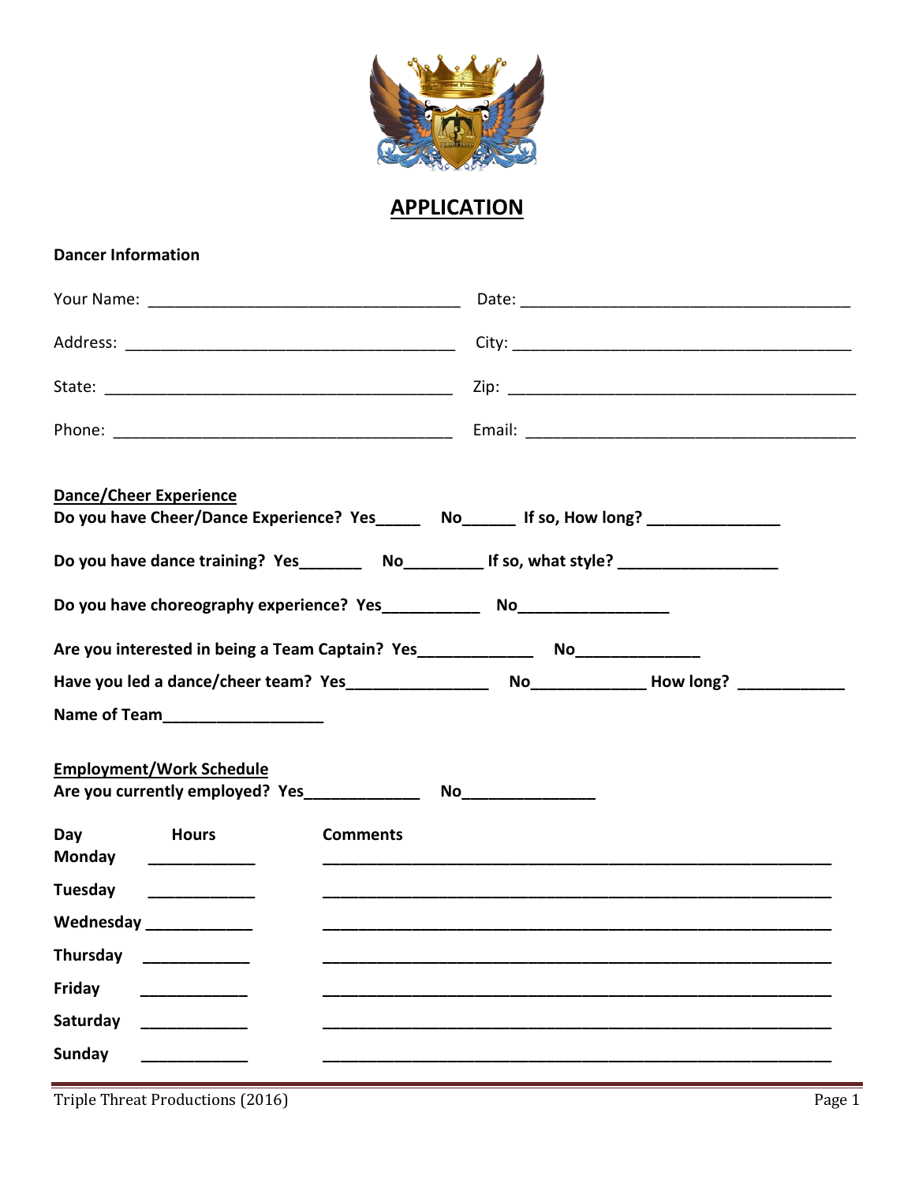# APPLICATION

**Dancer Information**

Your Name: ___________________________________ Date: _____________________________________

Address: _____________________________________ City: ______________________________________

State: _______________________________________ Zip: _______________________________________

Phone: ______________________________________ Email: ____________________________________

**Dance/Cheer Experience**

**Do you have Cheer/Dance Experience? Yes_____ No______ If so, How long? _______________**

**Do you have dance training? Yes_______ No_________ If so, what style? __________________**

**Do you have choreography experience? Yes___________ No_________________**

**Are you interested in being a Team Captain? Yes_____________ No______________**

**Have you led a dance/cheer team? Yes________________ No_____________ How long? ____________**

**Name of Team__________________**

**Employment/Work Schedule**

**Are you currently employed? Yes_____________ No_______________**

| Day | Hours | Comments |
| --- | --- | --- |
| Monday | ____________ | ____________________________________________________________ |
| Tuesday | ____________ | ____________________________________________________________ |
| Wednesday | ____________ | ____________________________________________________________ |
| Thursday | ____________ | ____________________________________________________________ |
| Friday | ____________ | ____________________________________________________________ |
| Saturday | ____________ | ____________________________________________________________ |
| Sunday | ____________ | ____________________________________________________________ |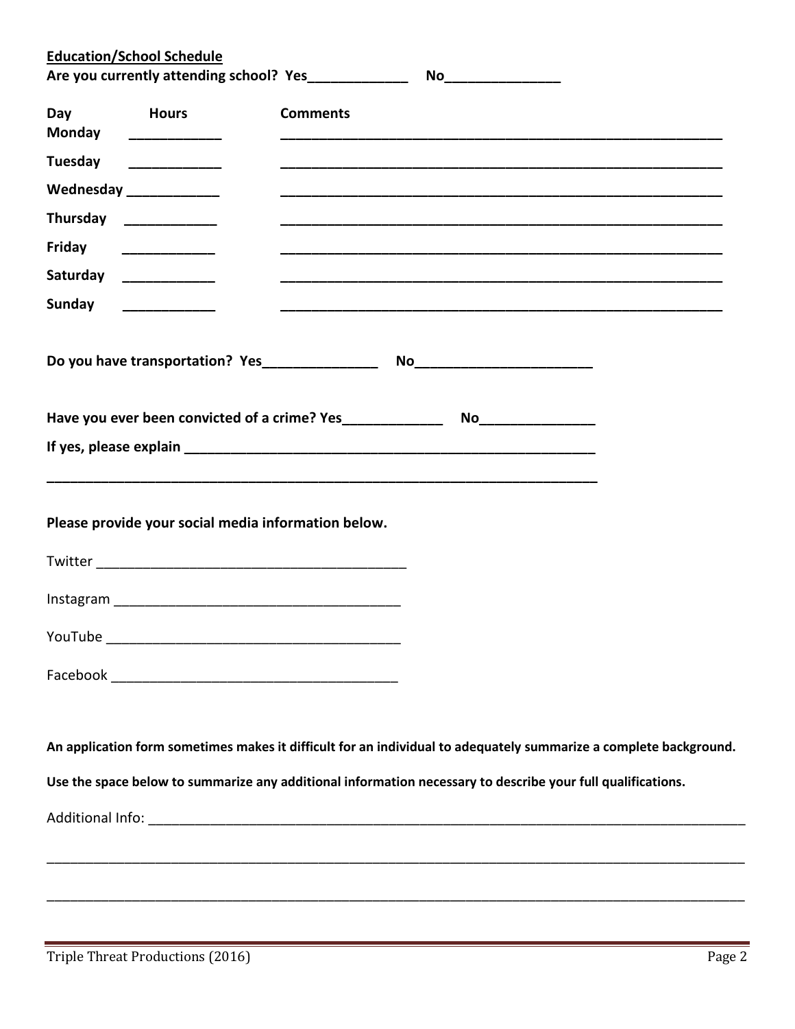**Education/School Schedule**

**Are you currently attending school? Yes_____________ No_______________**

| Day | Hours | Comments |
| --- | --- | --- |
| **Monday** | ____________ | ____________________________________________________________ |
| **Tuesday** | ____________ | ____________________________________________________________ |
| **Wednesday** | ____________ | ____________________________________________________________ |
| **Thursday** | ____________ | ____________________________________________________________ |
| **Friday** | ____________ | ____________________________________________________________ |
| **Saturday** | ____________ | ____________________________________________________________ |
| **Sunday** | ____________ | ____________________________________________________________ |

**Do you have transportation? Yes_______________ No_______________________**

**Have you ever been convicted of a crime? Yes_____________ No_______________**

**If yes, please explain _______________________________________________________**

**___________________________________________________________________________**

**Please provide your social media information below.**

Twitter _________________________________________

Instagram _____________________________________

YouTube ______________________________________

Facebook _____________________________________

**An application form sometimes makes it difficult for an individual to adequately summarize a complete background.**

**Use the space below to summarize any additional information necessary to describe your full qualifications.**

Additional Info: ________________________________________________________________________________

_____________________________________________________________________________________________

_____________________________________________________________________________________________

Triple Threat Productions (2016)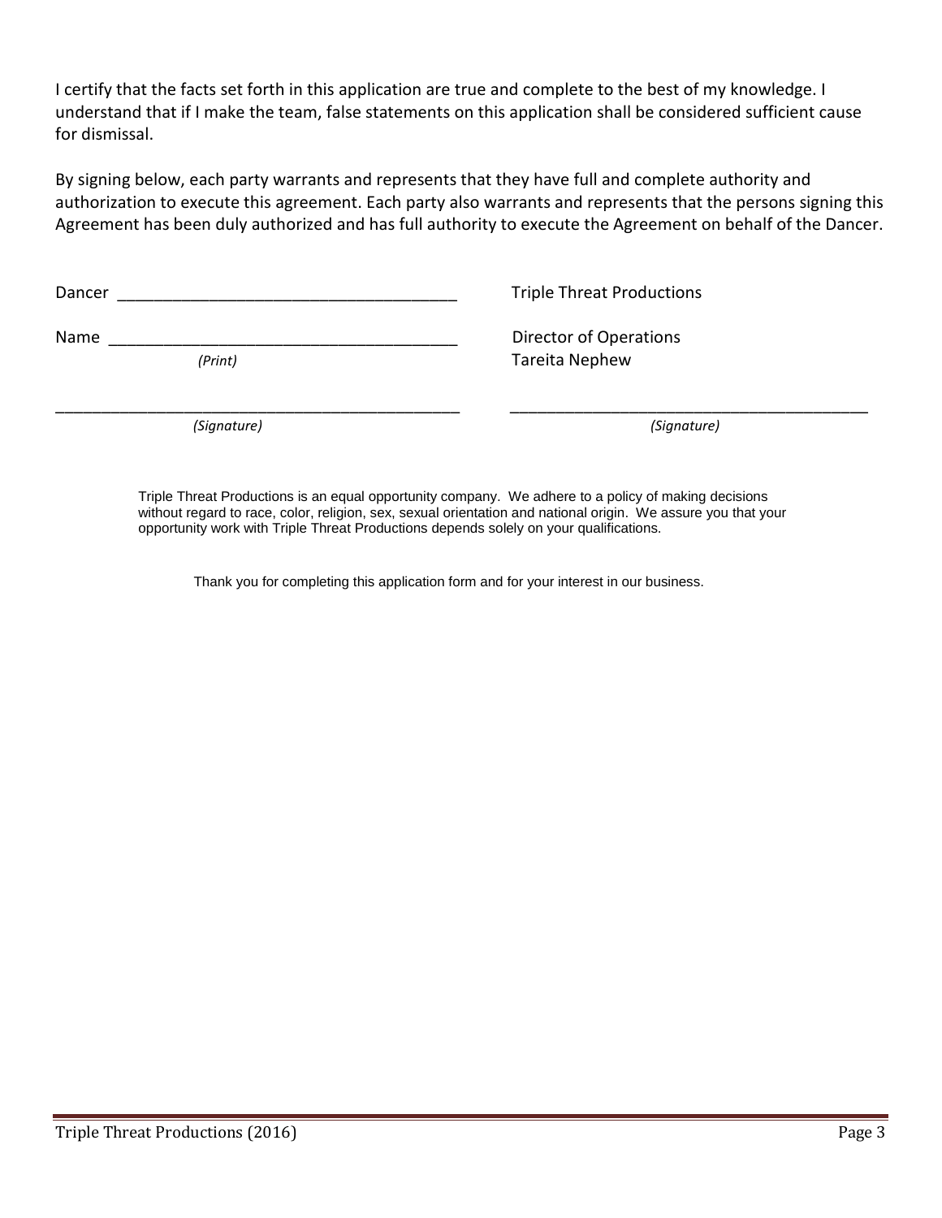I certify that the facts set forth in this application are true and complete to the best of my knowledge. I understand that if I make the team, false statements on this application shall be considered sufficient cause for dismissal.

By signing below, each party warrants and represents that they have full and complete authority and authorization to execute this agreement. Each party also warrants and represents that the persons signing this Agreement has been duly authorized and has full authority to execute the Agreement on behalf of the Dancer.

| | |
|---|---|
| Dancer ______________________________________ | Triple Threat Productions |
| Name ________________________________________ *(Print)* | Director of Operations<br>Tareita Nephew |
| ______________________________________________ *(Signature)* | ________________________________________ *(Signature)* |

Triple Threat Productions is an equal opportunity company. We adhere to a policy of making decisions without regard to race, color, religion, sex, sexual orientation and national origin. We assure you that your opportunity work with Triple Threat Productions depends solely on your qualifications.

Thank you for completing this application form and for your interest in our business.